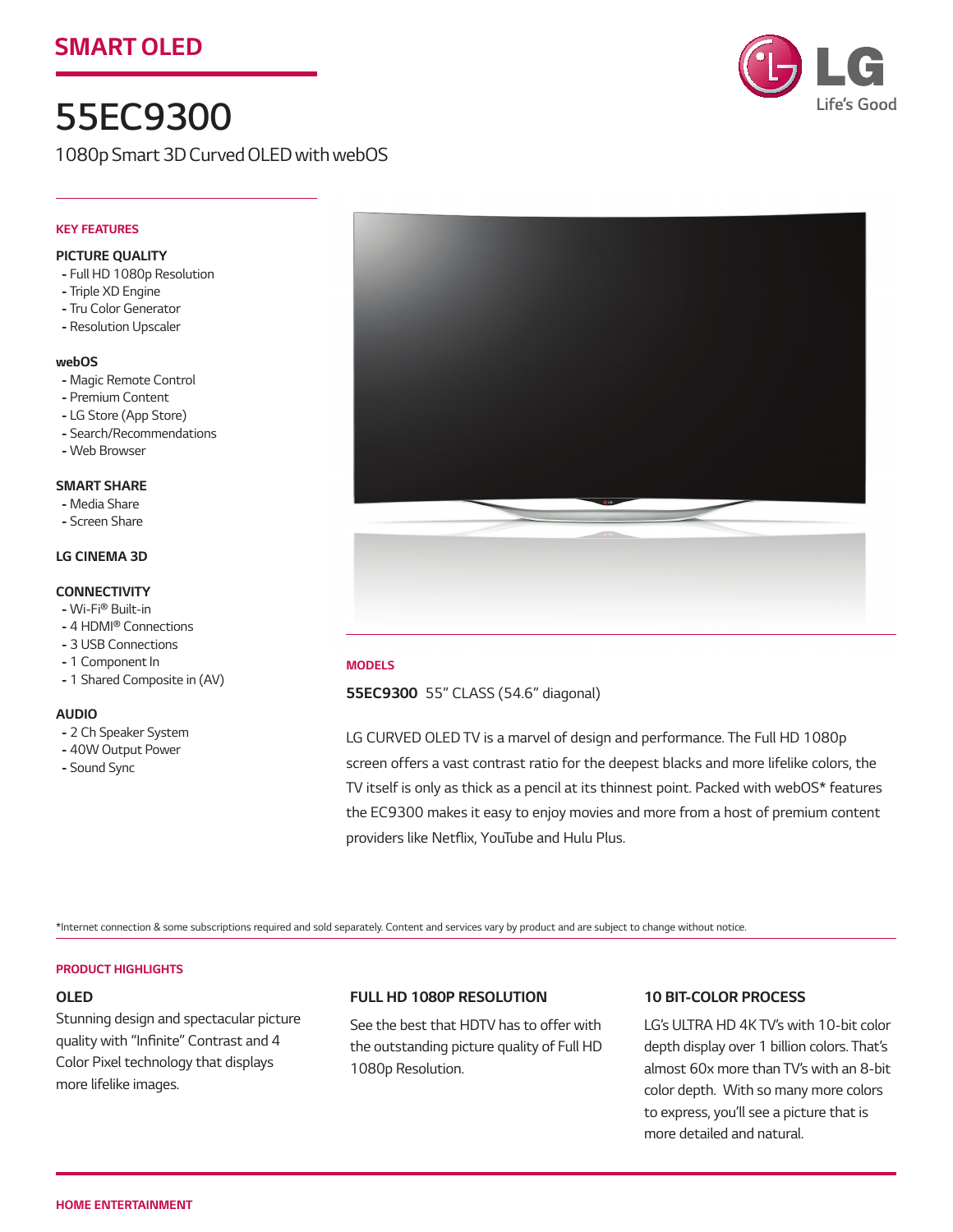## SMART OLED

# 55EC9300

1080p Smart 3D Curved OLED with webOS

LG Life's Good

### KEY FEATURES

**PICTURE QUALITY**
- Full HD 1080p Resolution
- Triple XD Engine
- Tru Color Generator
- Resolution Upscaler

**webOS**
- Magic Remote Control
- Premium Content
- LG Store (App Store)
- Search/Recommendations
- Web Browser

**SMART SHARE**
- Media Share
- Screen Share

**LG CINEMA 3D**

**CONNECTIVITY**
- Wi-Fi® Built-in
- 4 HDMI® Connections
- 3 USB Connections
- 1 Component In
- 1 Shared Composite in (AV)

**AUDIO**
- 2 Ch Speaker System
- 40W Output Power
- Sound Sync

### MODELS

**55EC9300** 55" CLASS (54.6" diagonal)

LG CURVED OLED TV is a marvel of design and performance. The Full HD 1080p screen offers a vast contrast ratio for the deepest blacks and more lifelike colors, the TV itself is only as thick as a pencil at its thinnest point. Packed with webOS* features the EC9300 makes it easy to enjoy movies and more from a host of premium content providers like Netflix, YouTube and Hulu Plus.

*Internet connection & some subscriptions required and sold separately. Content and services vary by product and are subject to change without notice.

### PRODUCT HIGHLIGHTS

**OLED**

Stunning design and spectacular picture quality with "Infinite" Contrast and 4 Color Pixel technology that displays more lifelike images.

**FULL HD 1080P RESOLUTION**

See the best that HDTV has to offer with the outstanding picture quality of Full HD 1080p Resolution.

**10 BIT-COLOR PROCESS**

LG's ULTRA HD 4K TV's with 10-bit color depth display over 1 billion colors. That's almost 60x more than TV's with an 8-bit color depth. With so many more colors to express, you'll see a picture that is more detailed and natural.

HOME ENTERTAINMENT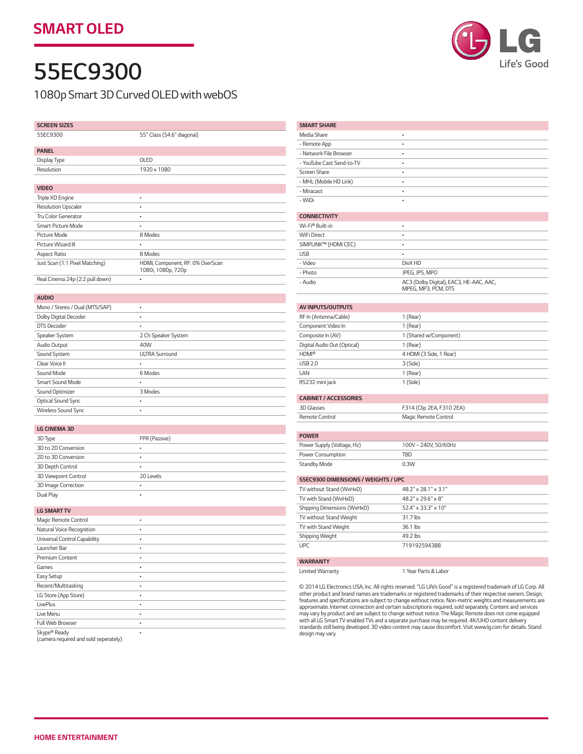## SMART OLED

LG Life's Good

# 55EC9300

1080p Smart 3D Curved OLED with webOS

| SCREEN SIZES | |
|---|---|
| 55EC9300 | 55" Class (54.6" diagonal) |

| PANEL | |
|---|---|
| Display Type | OLED |
| Resolution | 1920 x 1080 |

| VIDEO | |
|---|---|
| Triple XD Engine | • |
| Resolution Upscaler | • |
| Tru Color Generator | • |
| Smart Picture Mode | • |
| Picture Mode | 8 Modes |
| Picture Wizard III | • |
| Aspect Ratio | 8 Modes |
| Just Scan (1:1 Pixel Matching) | HDMI, Component, RF: 0% OverScan 1080i, 1080p, 720p |
| Real Cinema 24p (2:2 pull down) | • |

| AUDIO | |
|---|---|
| Mono / Stereo / Dual (MTS/SAP) | • |
| Dolby Digital Decoder | • |
| DTS Decoder | • |
| Speaker System | 2 Ch Speaker System |
| Audio Output | 40W |
| Sound System | ULTRA Surround |
| Clear Voice II | • |
| Sound Mode | 6 Modes |
| Smart Sound Mode | • |
| Sound Optimizer | 3 Modes |
| Optical Sound Sync | • |
| Wireless Sound Sync | • |

| LG CINEMA 3D | |
|---|---|
| 3D Type | FPR (Passive) |
| 3D to 2D Conversion | • |
| 2D to 3D Conversion | • |
| 3D Depth Control | • |
| 3D Viewpoint Control | 20 Levels |
| 3D Image Correction | • |
| Dual Play | • |

| LG SMART TV | |
|---|---|
| Magic Remote Control | • |
| Natural Voice Recognition | • |
| Universal Control Capability | • |
| Launcher Bar | • |
| Premium Content | • |
| Games | • |
| Easy Setup | • |
| Recent/Multitasking | • |
| LG Store (App Store) | • |
| LivePlus | • |
| Live Menu | • |
| Full Web Browser | • |
| Skype® Ready (camera required and sold seperately) | • |

| SMART SHARE | |
|---|---|
| Media Share | • |
| - Remote App | • |
| - Network File Browser | • |
| - YouTube Cast Send-to-TV | • |
| Screen Share | • |
| - MHL (Mobile HD Link) | • |
| - Miracast | • |
| - WiDi | • |

| CONNECTIVITY | |
|---|---|
| Wi-Fi® Built-in | • |
| WiFi Direct | • |
| SIMPLINK™ (HDMI CEC) | • |
| USB | • |
| - Video | DivX HD |
| - Photo | JPEG, JPS, MPO |
| - Audio | AC3 (Dolby Digital), EAC3, HE-AAC, AAC, MPEG, MP3, PCM, DTS |

| AV INPUTS/OUTPUTS | |
|---|---|
| RF In (Antenna/Cable) | 1 (Rear) |
| Component Video In | 1 (Rear) |
| Composite In (AV) | 1 (Shared w/Component) |
| Digital Audio Out (Optical) | 1 (Rear) |
| HDMI® | 4 HDMI (3 Side, 1 Rear) |
| USB 2.0 | 3 (Side) |
| LAN | 1 (Rear) |
| RS232 mini jack | 1 (Side) |

| CABINET / ACCESSORIES | |
|---|---|
| 3D Glasses | F314 (Clip 2EA, F310 2EA) |
| Remote Control | Magic Remote Control |

| POWER | |
|---|---|
| Power Supply (Voltage, Hz) | 100V ~ 240V, 50/60Hz |
| Power Consumption | TBD |
| Standby Mode | 0.3W |

| 55EC9300 DIMENSIONS / WEIGHTS / UPC | |
|---|---|
| TV without Stand (WxHxD) | 48.2" x 28.1" x 3.1" |
| TV with Stand (WxHxD) | 48.2" x 29.6" x 8" |
| Shipping Dimensions (WxHxD) | 52.4" x 33.3" x 10" |
| TV without Stand Weight | 31.7 lbs |
| TV with Stand Weight | 36.1 lbs |
| Shipping Weight | 49.2 lbs |
| UPC | 719192594388 |

| WARRANTY | |
|---|---|
| Limited Warranty | 1 Year Parts & Labor |

© 2014 LG Electronics USA, Inc. All rights reserved. "LG Life's Good" is a registered trademark of LG Corp. All other product and brand names are trademarks or registered trademarks of their respective owners. Design, features and specifications are subject to change without notice. Non-metric weights and measurements are approximate. Internet connection and certain subscriptions required, sold separately. Content and services may vary by product and are subject to change without notice. The Magic Remote does not come equipped with all LG Smart TV enabled TVs and a separate purchase may be required. 4K/UHD content delivery standards still being developed. 3D video content may cause discomfort. Visit www.lg.com for details. Stand design may vary.

HOME ENTERTAINMENT